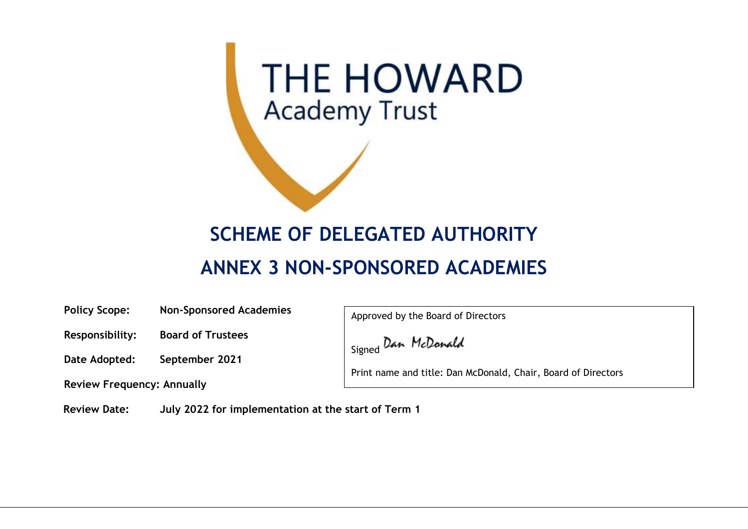THE HOWARD
Academy Trust

# SCHEME OF DELEGATED AUTHORITY

# ANNEX 3 NON-SPONSORED ACADEMIES

**Policy Scope:** **Non-Sponsored Academies**

**Responsibility:** **Board of Trustees**

**Date Adopted:** **September 2021**

**Review Frequency: Annually**

**Review Date:** **July 2022 for implementation at the start of Term 1**

Approved by the Board of Directors

Signed Dan McDonald

Print name and title: Dan McDonald, Chair, Board of Directors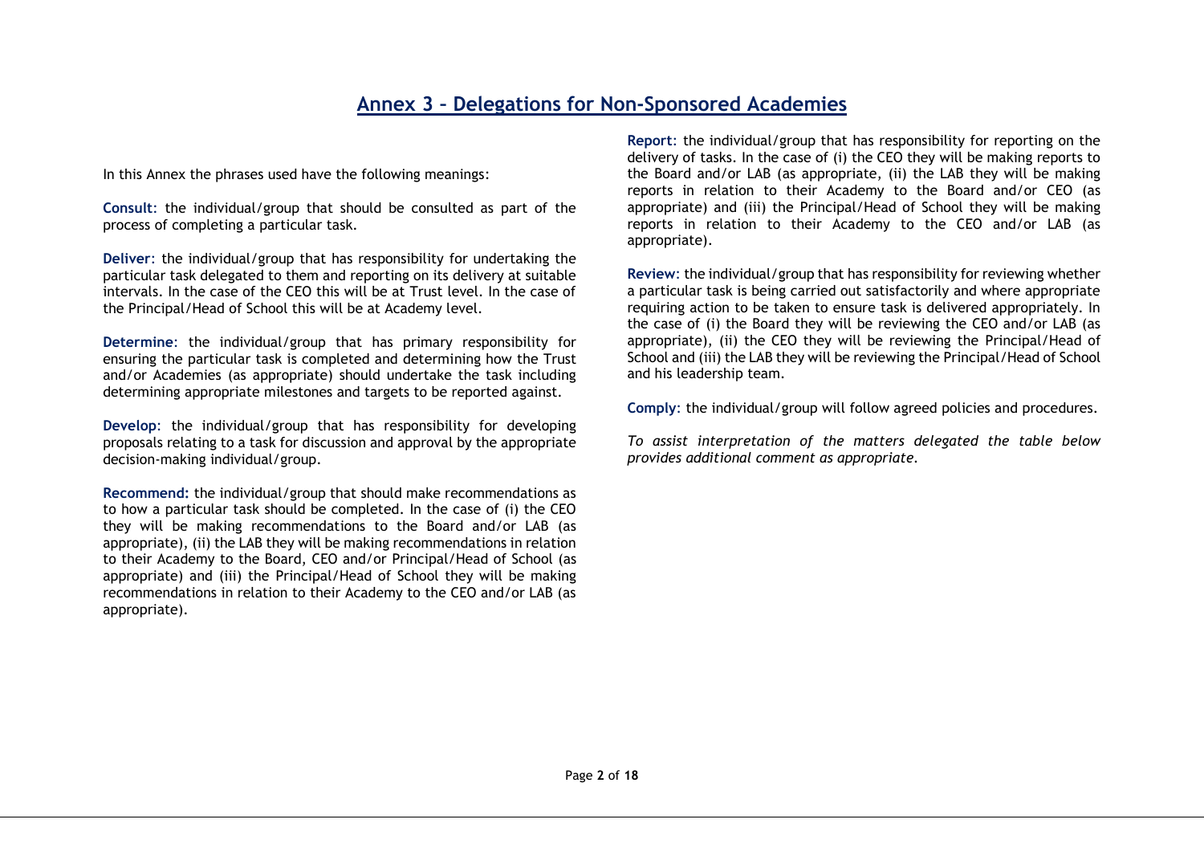# Annex 3 – Delegations for Non-Sponsored Academies

In this Annex the phrases used have the following meanings:

**Consult**: the individual/group that should be consulted as part of the process of completing a particular task.

**Deliver**: the individual/group that has responsibility for undertaking the particular task delegated to them and reporting on its delivery at suitable intervals. In the case of the CEO this will be at Trust level. In the case of the Principal/Head of School this will be at Academy level.

**Determine**: the individual/group that has primary responsibility for ensuring the particular task is completed and determining how the Trust and/or Academies (as appropriate) should undertake the task including determining appropriate milestones and targets to be reported against.

**Develop**: the individual/group that has responsibility for developing proposals relating to a task for discussion and approval by the appropriate decision-making individual/group.

**Recommend:** the individual/group that should make recommendations as to how a particular task should be completed. In the case of (i) the CEO they will be making recommendations to the Board and/or LAB (as appropriate), (ii) the LAB they will be making recommendations in relation to their Academy to the Board, CEO and/or Principal/Head of School (as appropriate) and (iii) the Principal/Head of School they will be making recommendations in relation to their Academy to the CEO and/or LAB (as appropriate).

**Report**: the individual/group that has responsibility for reporting on the delivery of tasks. In the case of (i) the CEO they will be making reports to the Board and/or LAB (as appropriate), (ii) the LAB they will be making reports in relation to their Academy to the Board and/or CEO (as appropriate) and (iii) the Principal/Head of School they will be making reports in relation to their Academy to the CEO and/or LAB (as appropriate).

**Review**: the individual/group that has responsibility for reviewing whether a particular task is being carried out satisfactorily and where appropriate requiring action to be taken to ensure task is delivered appropriately. In the case of (i) the Board they will be reviewing the CEO and/or LAB (as appropriate), (ii) the CEO they will be reviewing the Principal/Head of School and (iii) the LAB they will be reviewing the Principal/Head of School and his leadership team.

**Comply**: the individual/group will follow agreed policies and procedures.

*To assist interpretation of the matters delegated the table below provides additional comment as appropriate.*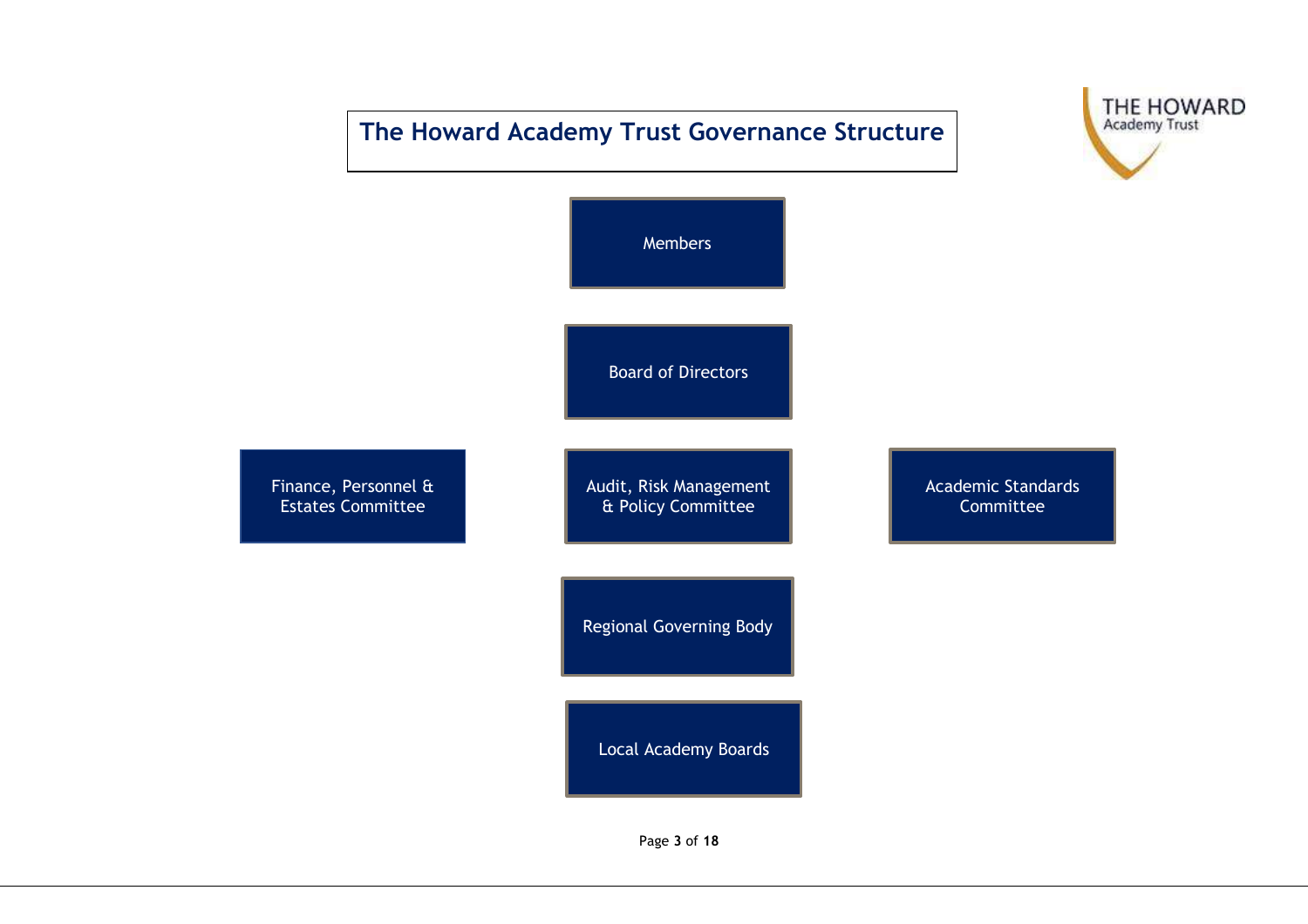# The Howard Academy Trust Governance Structure

THE HOWARD Academy Trust

Members

Board of Directors

Finance, Personnel & Estates Committee

Audit, Risk Management & Policy Committee

Academic Standards Committee

Regional Governing Body

Local Academy Boards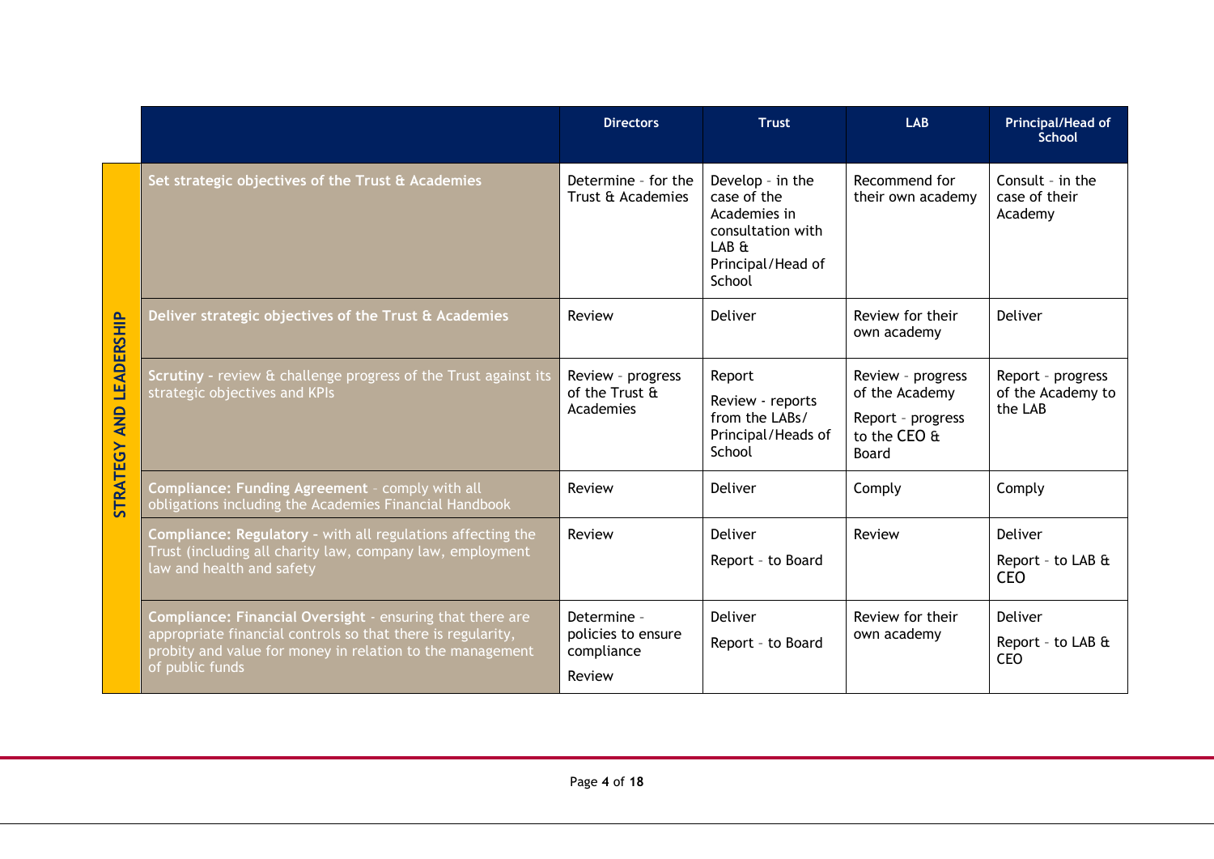| | | Directors | Trust | LAB | Principal/Head of School |
|---|---|---|---|---|---|
| STRATEGY AND LEADERSHIP | **Set strategic objectives of the Trust & Academies** | Determine - for the Trust & Academies | Develop - in the case of the Academies in consultation with LAB & Principal/Head of School | Recommend for their own academy | Consult - in the case of their Academy |
| | **Deliver strategic objectives of the Trust & Academies** | Review | Deliver | Review for their own academy | Deliver |
| | **Scrutiny** - review & challenge progress of the Trust against its strategic objectives and KPIs | Review - progress of the Trust & Academies | Report<br>Review - reports from the LABs/ Principal/Heads of School | Review - progress of the Academy<br>Report - progress to the CEO & Board | Report - progress of the Academy to the LAB |
| | **Compliance: Funding Agreement** - comply with all obligations including the Academies Financial Handbook | Review | Deliver | Comply | Comply |
| | **Compliance: Regulatory** - with all regulations affecting the Trust (including all charity law, company law, employment law and health and safety | Review | Deliver<br>Report - to Board | Review | Deliver<br>Report - to LAB & CEO |
| | **Compliance: Financial Oversight** - ensuring that there are appropriate financial controls so that there is regularity, probity and value for money in relation to the management of public funds | Determine - policies to ensure compliance<br>Review | Deliver<br>Report - to Board | Review for their own academy | Deliver<br>Report - to LAB & CEO |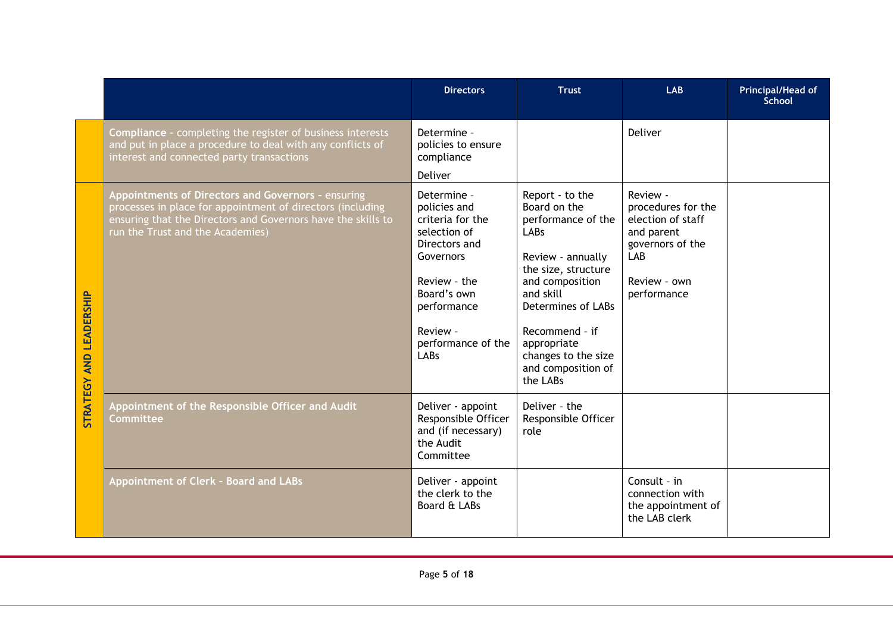| | | Directors | Trust | LAB | Principal/Head of School |
|---|---|---|---|---|---|
| | **Compliance** - completing the register of business interests and put in place a procedure to deal with any conflicts of interest and connected party transactions | Determine - policies to ensure compliance<br><br>Deliver | | Deliver | |
| **STRATEGY AND LEADERSHIP** | **Appointments of Directors and Governors** - ensuring processes in place for appointment of directors (including ensuring that the Directors and Governors have the skills to run the Trust and the Academies) | Determine - policies and criteria for the selection of Directors and Governors<br><br>Review - the Board's own performance<br><br>Review - performance of the LABs | Report - to the Board on the performance of the LABs<br><br>Review - annually the size, structure and composition and skill Determines of LABs<br><br>Recommend - if appropriate changes to the size and composition of the LABs | Review - procedures for the election of staff and parent governors of the LAB<br><br>Review - own performance | |
| | **Appointment of the Responsible Officer and Audit Committee** | Deliver - appoint Responsible Officer and (if necessary) the Audit Committee | Deliver - the Responsible Officer role | | |
| | **Appointment of Clerk - Board and LABs** | Deliver - appoint the clerk to the Board & LABs | | Consult - in connection with the appointment of the LAB clerk | |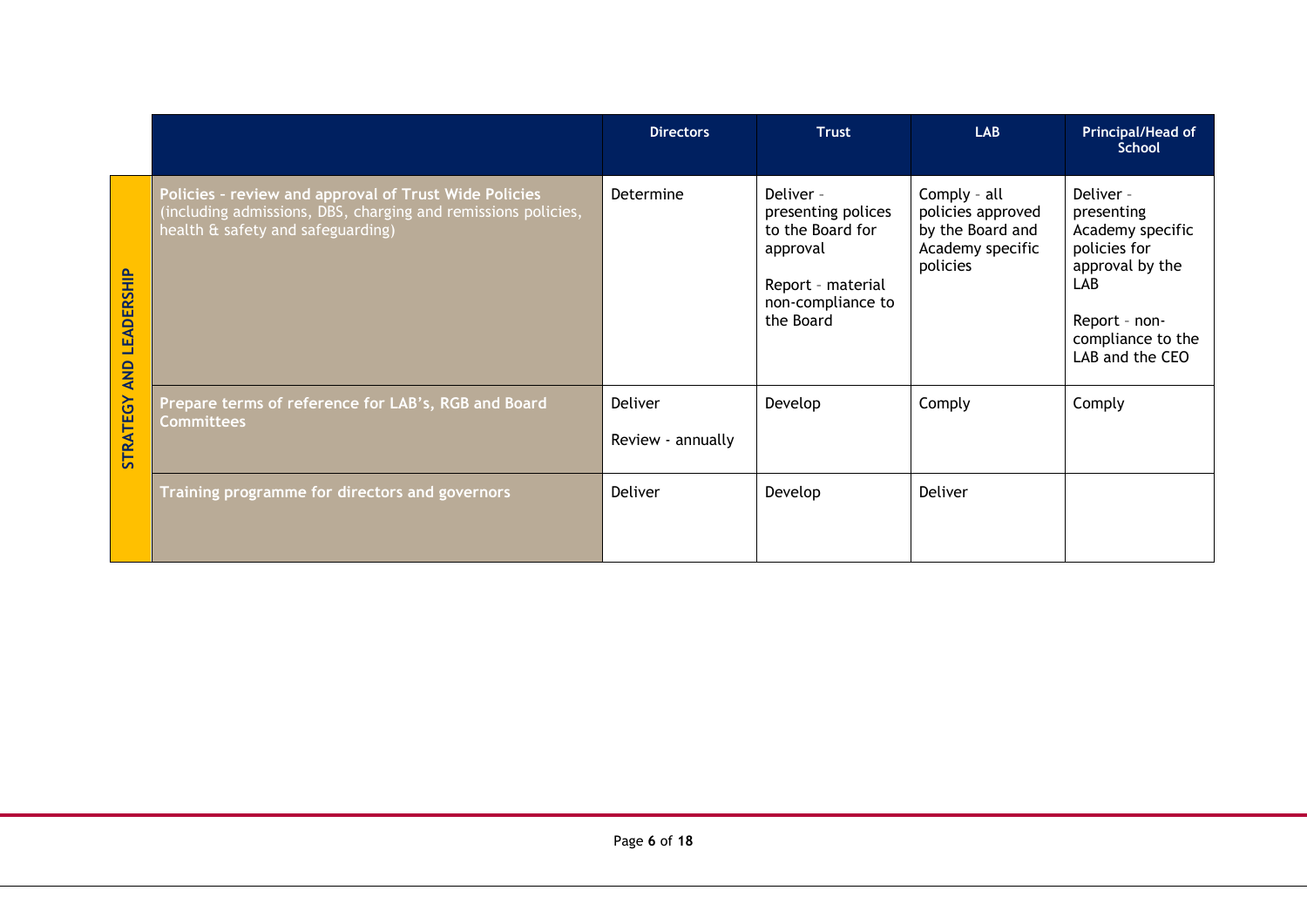| | | Directors | Trust | LAB | Principal/Head of School |
|---|---|---|---|---|---|
| STRATEGY AND LEADERSHIP | **Policies - review and approval of Trust Wide Policies** (including admissions, DBS, charging and remissions policies, health & safety and safeguarding) | Determine | Deliver - presenting polices to the Board for approval<br><br>Report - material non-compliance to the Board | Comply - all policies approved by the Board and Academy specific policies | Deliver - presenting Academy specific policies for approval by the LAB<br><br>Report - non-compliance to the LAB and the CEO |
| | **Prepare terms of reference for LAB's, RGB and Board Committees** | Deliver<br><br>Review - annually | Develop | Comply | Comply |
| | **Training programme for directors and governors** | Deliver | Develop | Deliver | |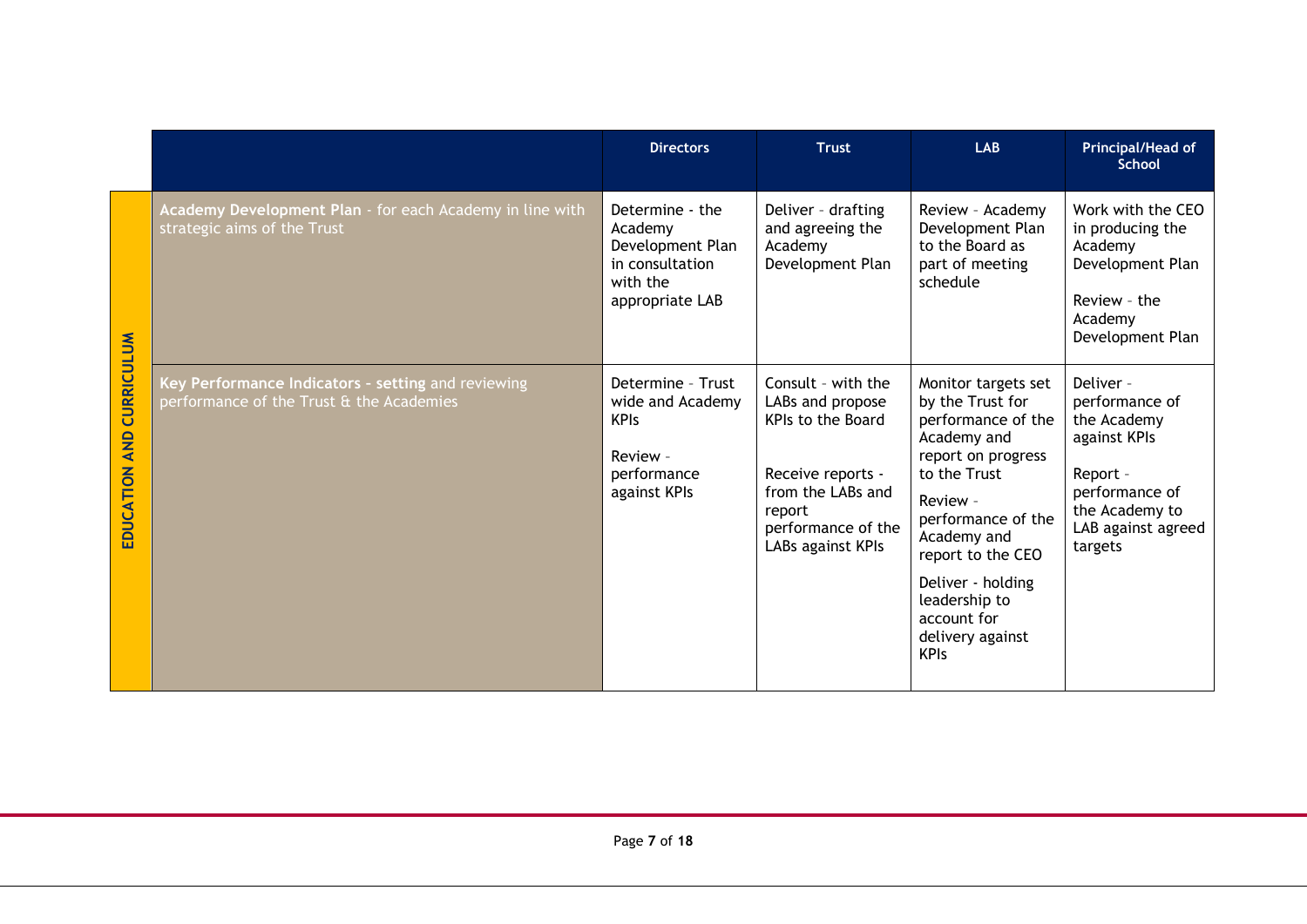| | | Directors | Trust | LAB | Principal/Head of School |
|---|---|---|---|---|---|
| EDUCATION AND CURRICULUM | **Academy Development Plan** - for each Academy in line with strategic aims of the Trust | Determine - the Academy Development Plan in consultation with the appropriate LAB | Deliver - drafting and agreeing the Academy Development Plan | Review - Academy Development Plan to the Board as part of meeting schedule | Work with the CEO in producing the Academy Development Plan<br><br>Review - the Academy Development Plan |
| | **Key Performance Indicators - setting** and reviewing performance of the Trust & the Academies | Determine - Trust wide and Academy KPIs<br><br>Review - performance against KPIs | Consult - with the LABs and propose KPIs to the Board<br><br>Receive reports - from the LABs and report performance of the LABs against KPIs | Monitor targets set by the Trust for performance of the Academy and report on progress to the Trust<br><br>Review - performance of the Academy and report to the CEO<br><br>Deliver - holding leadership to account for delivery against KPIs | Deliver - performance of the Academy against KPIs<br><br>Report - performance of the Academy to LAB against agreed targets |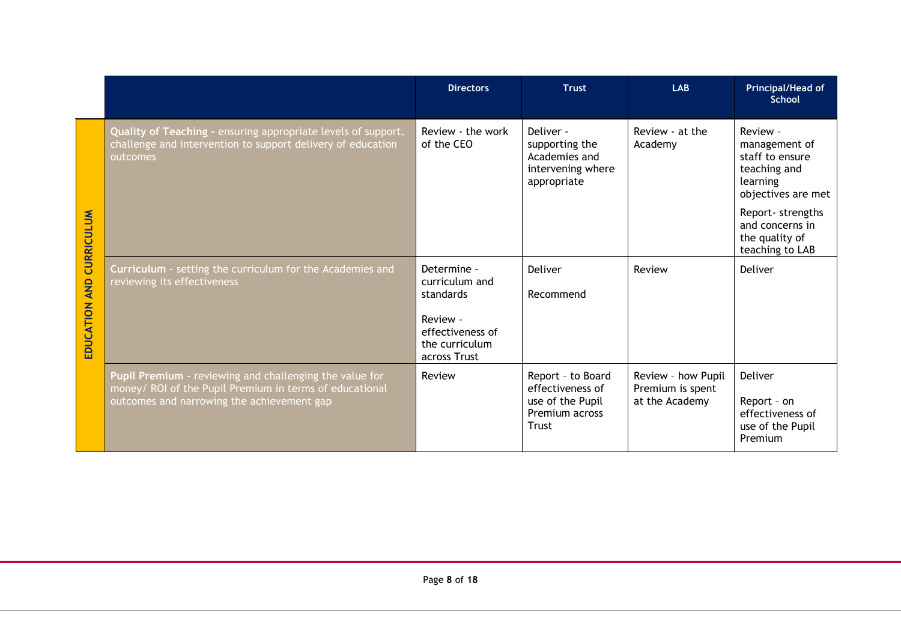| | | Directors | Trust | LAB | Principal/Head of School |
|---|---|---|---|---|---|
| EDUCATION AND CURRICULUM | **Quality of Teaching** - ensuring appropriate levels of support, challenge and intervention to support delivery of education outcomes | Review - the work of the CEO | Deliver - supporting the Academies and intervening where appropriate | Review - at the Academy | Review - management of staff to ensure teaching and learning objectives are met<br><br>Report- strengths and concerns in the quality of teaching to LAB |
| | **Curriculum** - setting the curriculum for the Academies and reviewing its effectiveness | Determine - curriculum and standards<br><br>Review - effectiveness of the curriculum across Trust | Deliver<br><br>Recommend | Review | Deliver |
| | **Pupil Premium** - reviewing and challenging the value for money/ ROI of the Pupil Premium in terms of educational outcomes and narrowing the achievement gap | Review | Report - to Board effectiveness of use of the Pupil Premium across Trust | Review - how Pupil Premium is spent at the Academy | Deliver<br><br>Report - on effectiveness of use of the Pupil Premium |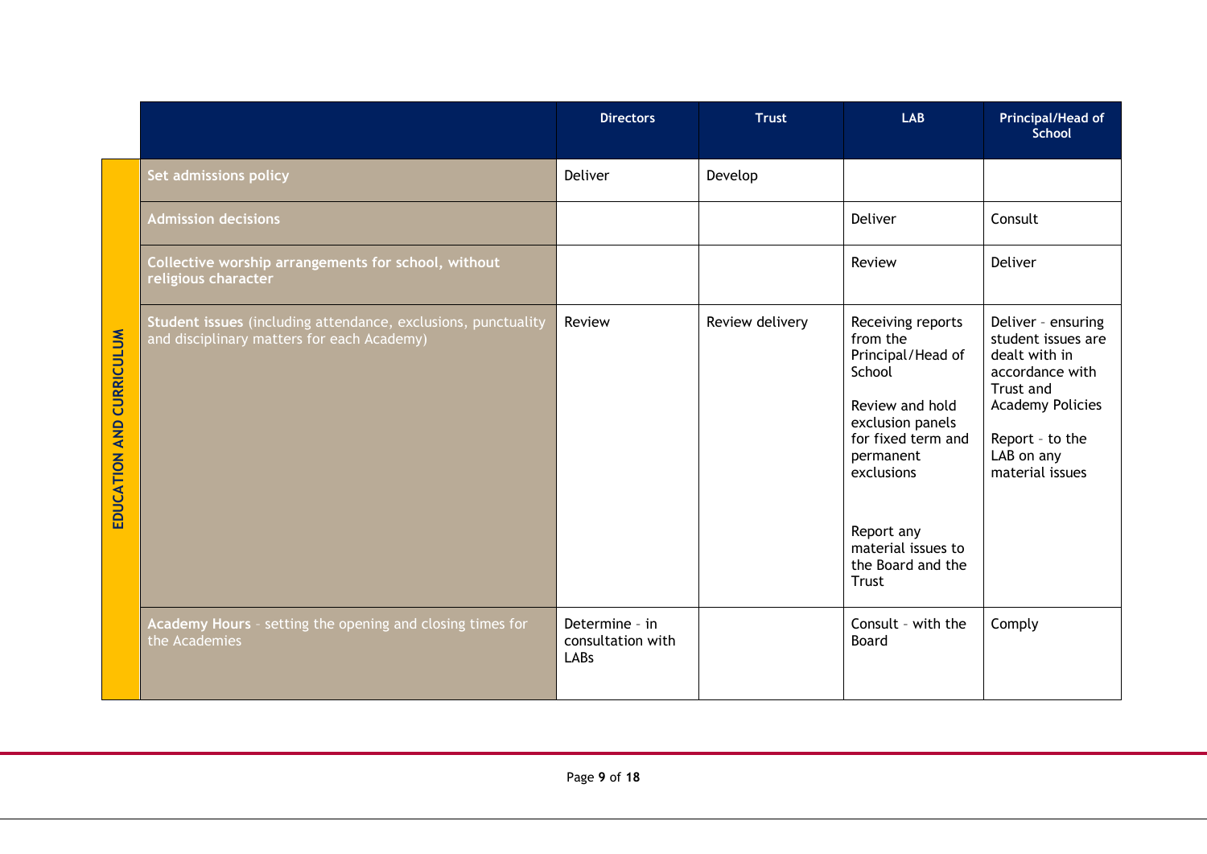| | | Directors | Trust | LAB | Principal/Head of School |
|---|---|---|---|---|---|
| EDUCATION AND CURRICULUM | **Set admissions policy** | Deliver | Develop | | |
| | **Admission decisions** | | | Deliver | Consult |
| | **Collective worship arrangements for school, without religious character** | | | Review | Deliver |
| | **Student issues** (including attendance, exclusions, punctuality and disciplinary matters for each Academy) | Review | Review delivery | Receiving reports from the Principal/Head of School<br><br>Review and hold exclusion panels for fixed term and permanent exclusions<br><br>Report any material issues to the Board and the Trust | Deliver - ensuring student issues are dealt with in accordance with Trust and Academy Policies<br><br>Report - to the LAB on any material issues |
| | **Academy Hours** - setting the opening and closing times for the Academies | Determine - in consultation with LABs | | Consult - with the Board | Comply |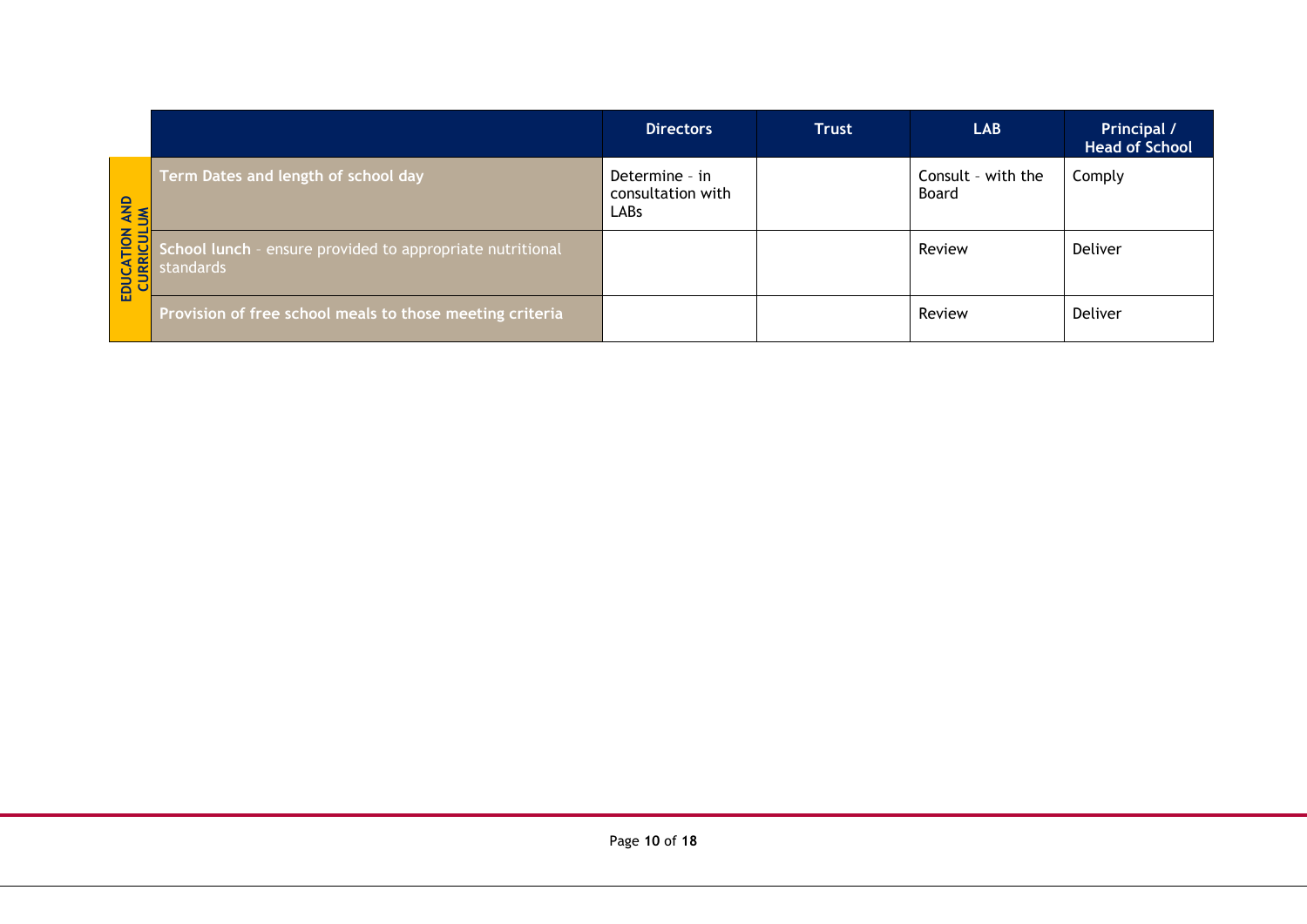| | | Directors | Trust | LAB | Principal / Head of School |
|---|---|---|---|---|---|
| **EDUCATION AND CURRICULUM** | **Term Dates and length of school day** | Determine – in consultation with LABs | | Consult – with the Board | Comply |
| | **School lunch** – ensure provided to appropriate nutritional standards | | | Review | Deliver |
| | **Provision of free school meals to those meeting criteria** | | | Review | Deliver |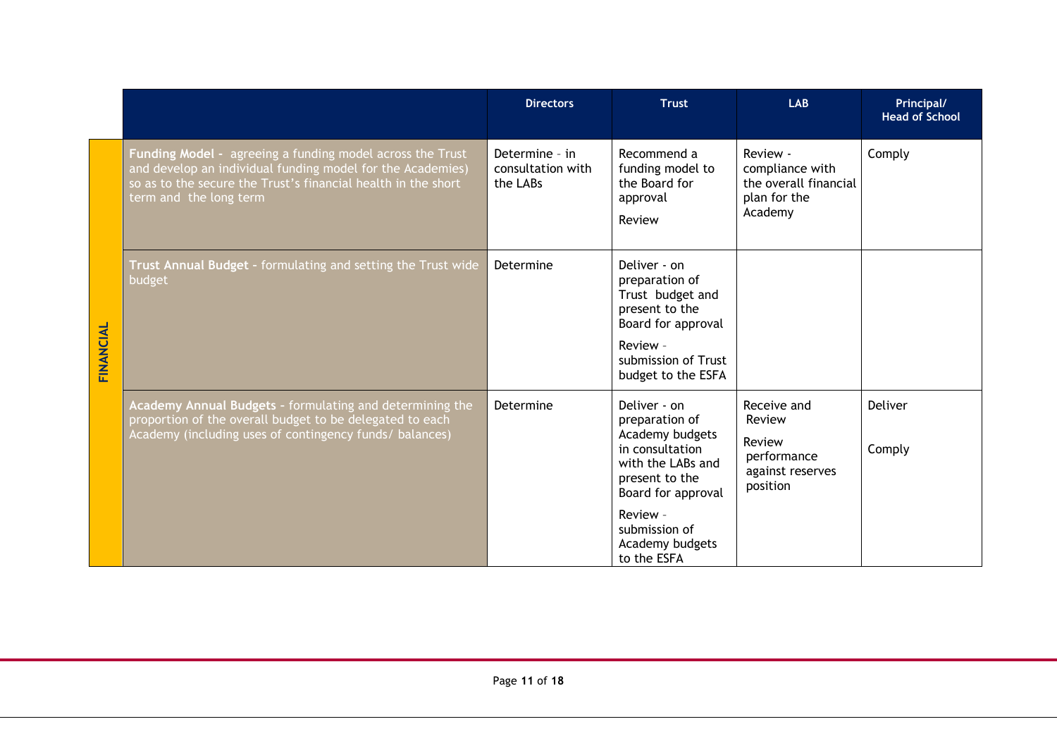| | | Directors | Trust | LAB | Principal/ Head of School |
|---|---|---|---|---|---|
| FINANCIAL | **Funding Model** - agreeing a funding model across the Trust and develop an individual funding model for the Academies) so as to the secure the Trust's financial health in the short term and the long term | Determine - in consultation with the LABs | Recommend a funding model to the Board for approval<br><br>Review | Review - compliance with the overall financial plan for the Academy | Comply |
| | **Trust Annual Budget** - formulating and setting the Trust wide budget | Determine | Deliver - on preparation of Trust budget and present to the Board for approval<br><br>Review - submission of Trust budget to the ESFA | | |
| | **Academy Annual Budgets** - formulating and determining the proportion of the overall budget to be delegated to each Academy (including uses of contingency funds/ balances) | Determine | Deliver - on preparation of Academy budgets in consultation with the LABs and present to the Board for approval<br><br>Review - submission of Academy budgets to the ESFA | Receive and Review<br><br>Review performance against reserves position | Deliver<br><br>Comply |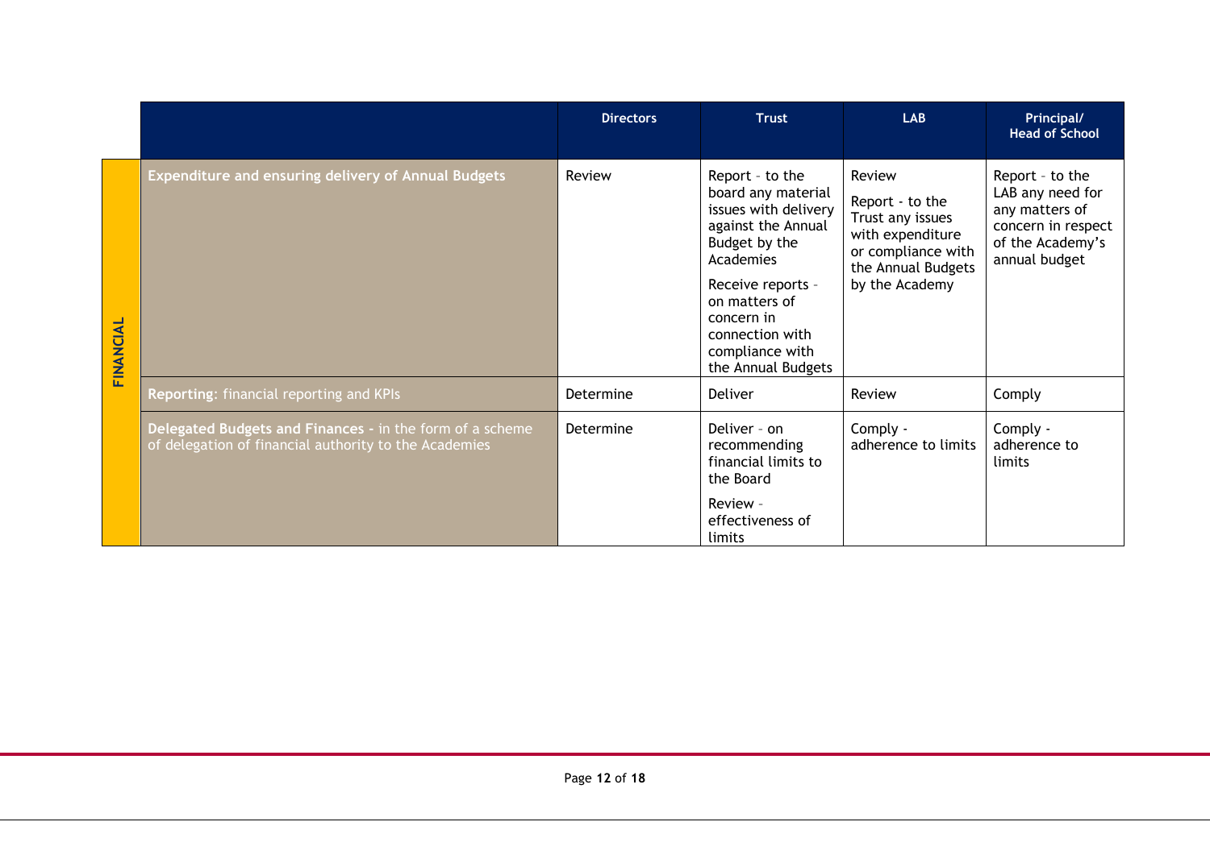| | | Directors | Trust | LAB | Principal/ Head of School |
|---|---|---|---|---|---|
| FINANCIAL | **Expenditure and ensuring delivery of Annual Budgets** | Review | Report - to the board any material issues with delivery against the Annual Budget by the Academies<br><br>Receive reports - on matters of concern in connection with compliance with the Annual Budgets | Review<br><br>Report - to the Trust any issues with expenditure or compliance with the Annual Budgets by the Academy | Report - to the LAB any need for any matters of concern in respect of the Academy's annual budget |
| | **Reporting**: financial reporting and KPIs | Determine | Deliver | Review | Comply |
| | **Delegated Budgets and Finances -** in the form of a scheme of delegation of financial authority to the Academies | Determine | Deliver - on recommending financial limits to the Board<br><br>Review - effectiveness of limits | Comply - adherence to limits | Comply - adherence to limits |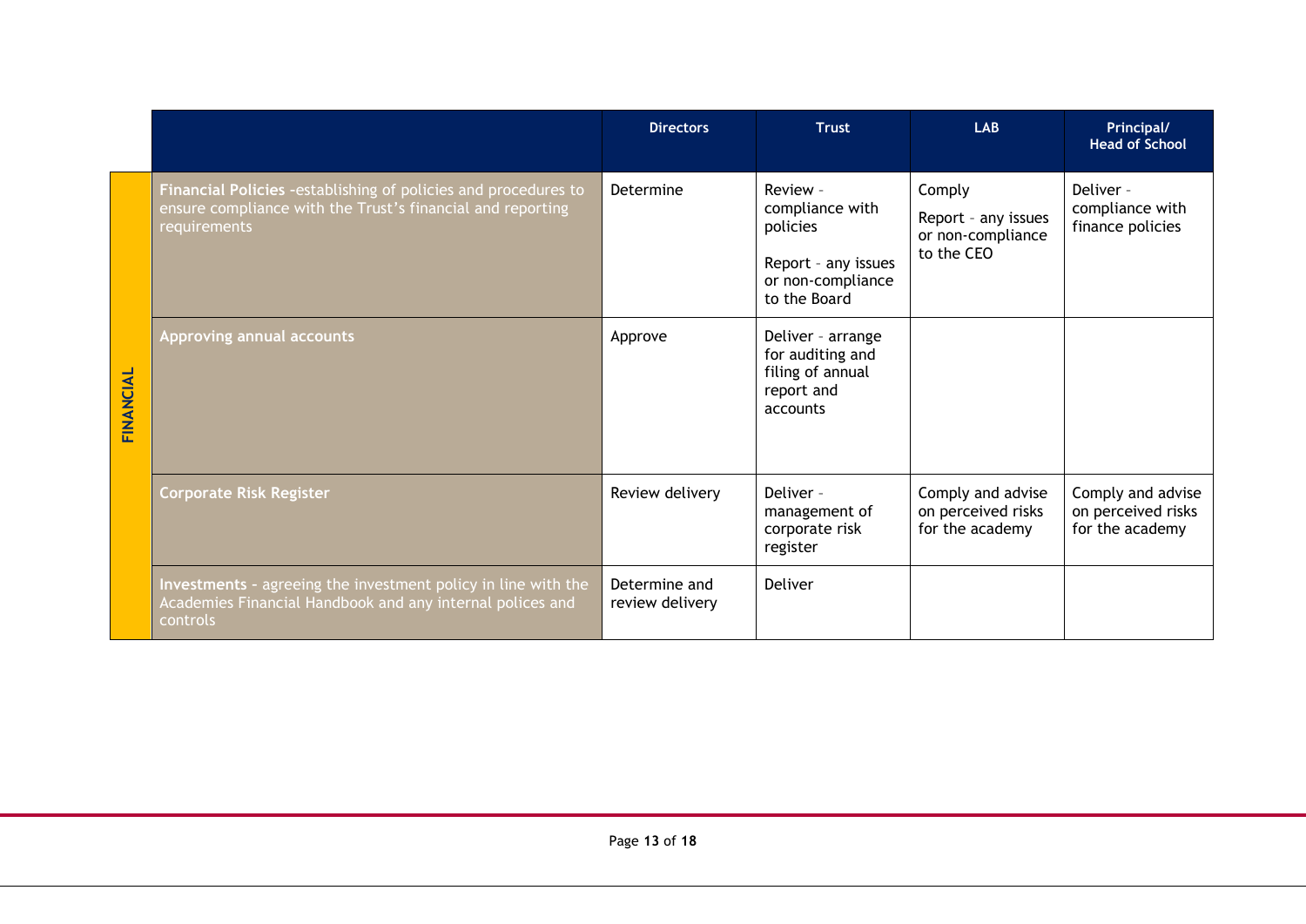| | | Directors | Trust | LAB | Principal/ Head of School |
|---|---|---|---|---|---|
| FINANCIAL | **Financial Policies** -establishing of policies and procedures to ensure compliance with the Trust's financial and reporting requirements | Determine | Review - compliance with policies<br><br>Report - any issues or non-compliance to the Board | Comply<br><br>Report - any issues or non-compliance to the CEO | Deliver - compliance with finance policies |
| | **Approving annual accounts** | Approve | Deliver - arrange for auditing and filing of annual report and accounts | | |
| | **Corporate Risk Register** | Review delivery | Deliver - management of corporate risk register | Comply and advise on perceived risks for the academy | Comply and advise on perceived risks for the academy |
| | **Investments** - agreeing the investment policy in line with the Academies Financial Handbook and any internal polices and controls | Determine and review delivery | Deliver | | |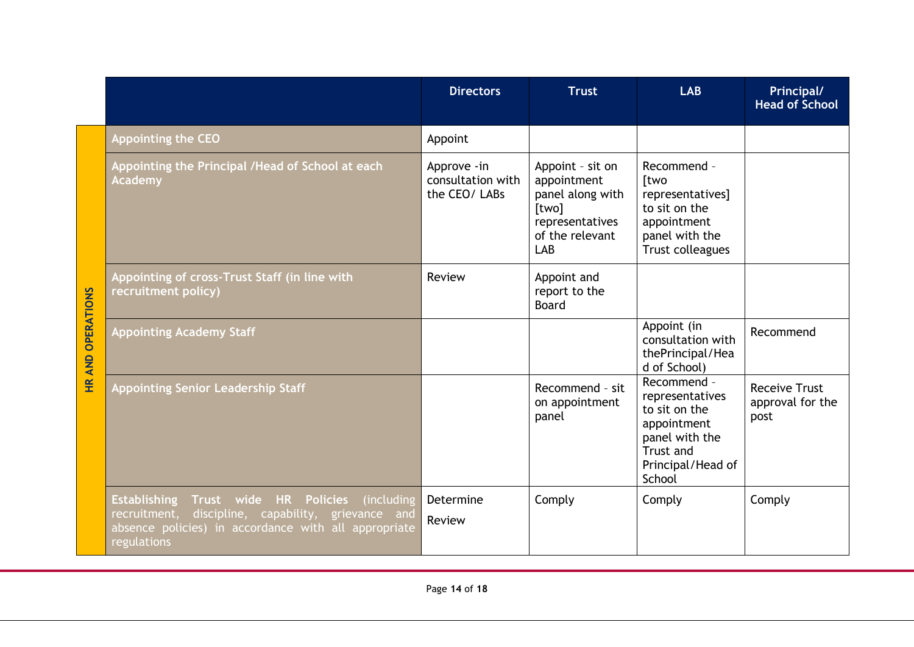| HR AND OPERATIONS | | Directors | Trust | LAB | Principal/ Head of School |
|---|---|---|---|---|---|
| | Appointing the CEO | Appoint | | | |
| | Appointing the Principal /Head of School at each Academy | Approve -in consultation with the CEO/ LABs | Appoint – sit on appointment panel along with [two] representatives of the relevant LAB | Recommend – [two representatives] to sit on the appointment panel with the Trust colleagues | |
| | Appointing of cross-Trust Staff (in line with recruitment policy) | Review | Appoint and report to the Board | | |
| | Appointing Academy Staff | | | Appoint (in consultation with thePrincipal/Head of School) | Recommend |
| | Appointing Senior Leadership Staff | | Recommend - sit on appointment panel | Recommend – representatives to sit on the appointment panel with the Trust and Principal/Head of School | Receive Trust approval for the post |
| | **Establishing Trust wide HR Policies** (including recruitment, discipline, capability, grievance and absence policies) in accordance with all appropriate regulations | Determine<br>Review | Comply | Comply | Comply |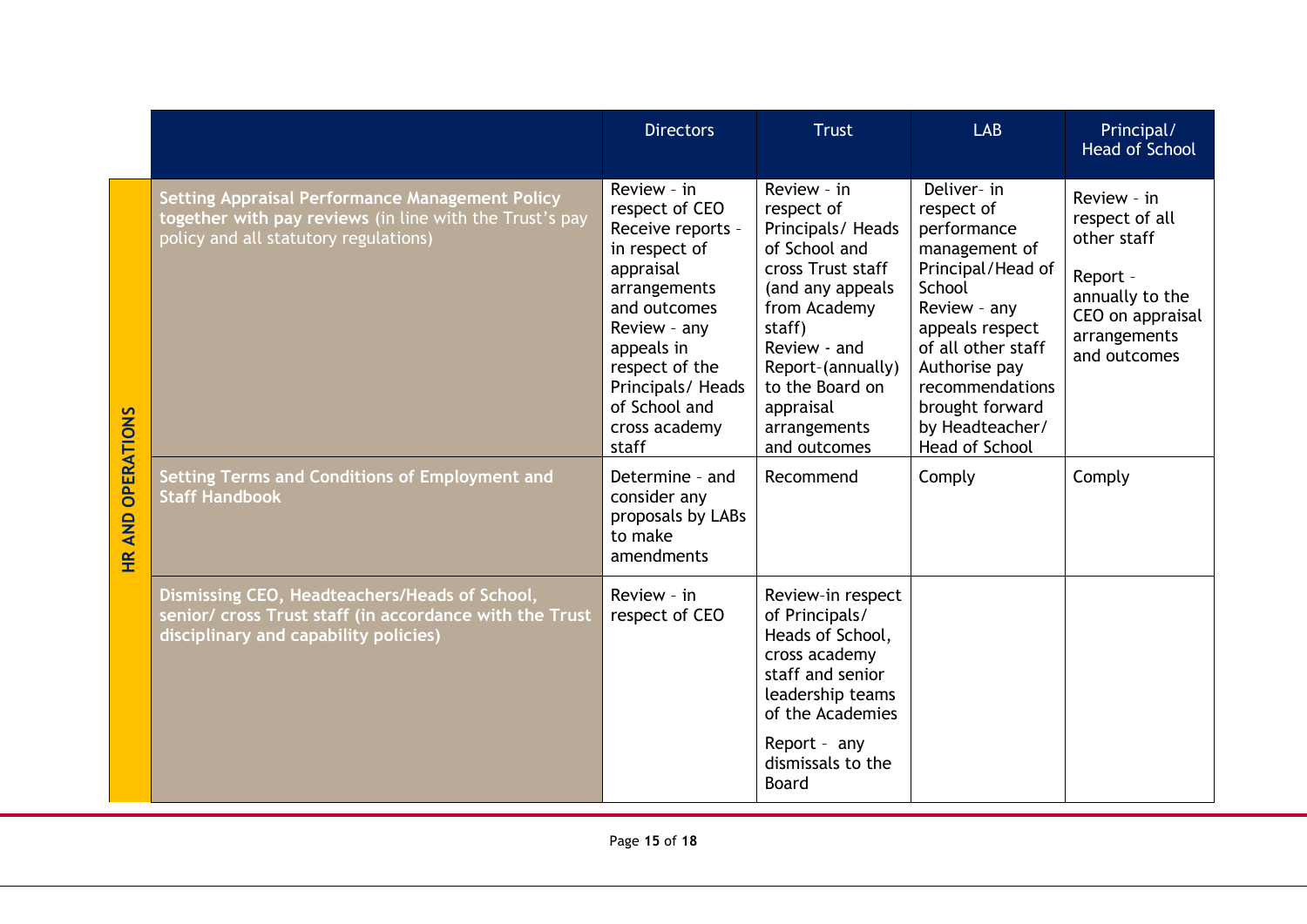| | | Directors | Trust | LAB | Principal/ Head of School |
|---|---|---|---|---|---|
| HR AND OPERATIONS | **Setting Appraisal Performance Management Policy together with pay reviews** (in line with the Trust's pay policy and all statutory regulations) | Review - in respect of CEO<br>Receive reports - in respect of appraisal arrangements and outcomes<br>Review - any appeals in respect of the Principals/ Heads of School and cross academy staff | Review - in respect of Principals/ Heads of School and cross Trust staff (and any appeals from Academy staff)<br>Review - and Report-(annually) to the Board on appraisal arrangements and outcomes | Deliver- in respect of performance management of Principal/Head of School<br>Review - any appeals respect of all other staff<br>Authorise pay recommendations brought forward by Headteacher/ Head of School | Review - in respect of all other staff<br><br>Report - annually to the CEO on appraisal arrangements and outcomes |
| | **Setting Terms and Conditions of Employment and Staff Handbook** | Determine - and consider any proposals by LABs to make amendments | Recommend | Comply | Comply |
| | **Dismissing CEO, Headteachers/Heads of School, senior/ cross Trust staff (in accordance with the Trust disciplinary and capability policies)** | Review - in respect of CEO | Review-in respect of Principals/ Heads of School, cross academy staff and senior leadership teams of the Academies<br><br>Report - any dismissals to the Board | | |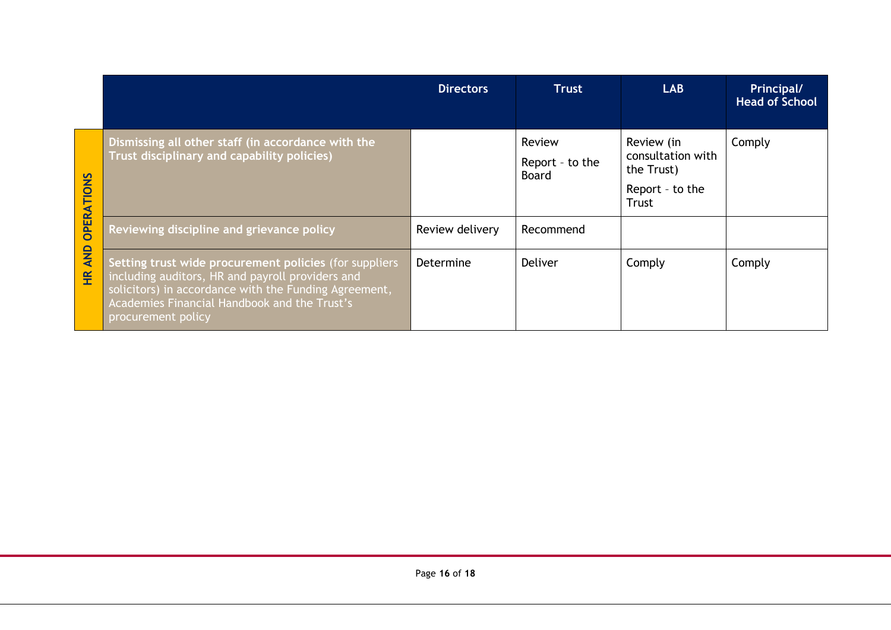| | | Directors | Trust | LAB | Principal/ Head of School |
|---|---|---|---|---|---|
| HR AND OPERATIONS | **Dismissing all other staff (in accordance with the Trust disciplinary and capability policies)** | | Review<br><br>Report – to the Board | Review (in consultation with the Trust)<br><br>Report – to the Trust | Comply |
| | **Reviewing discipline and grievance policy** | Review delivery | Recommend | | |
| | **Setting trust wide procurement policies** (for suppliers including auditors, HR and payroll providers and solicitors) in accordance with the Funding Agreement, Academies Financial Handbook and the Trust's procurement policy | Determine | Deliver | Comply | Comply |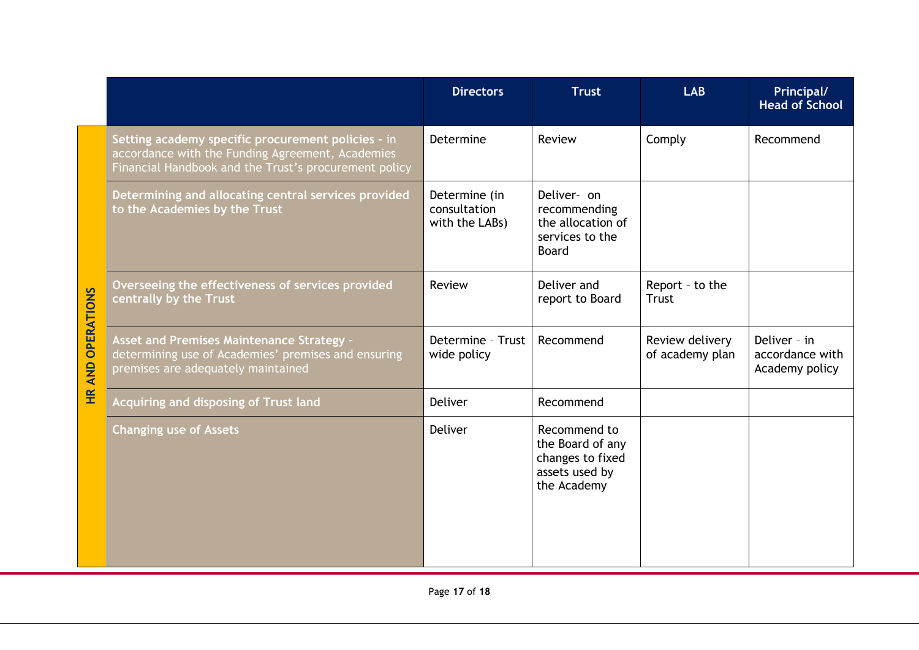| | | Directors | Trust | LAB | Principal/ Head of School |
|---|---|---|---|---|---|
| HR AND OPERATIONS | **Setting academy specific procurement policies -** in accordance with the Funding Agreement, Academies Financial Handbook and the Trust's procurement policy | Determine | Review | Comply | Recommend |
| | **Determining and allocating central services provided to the Academies by the Trust** | Determine (in consultation with the LABs) | Deliver- on recommending the allocation of services to the Board | | |
| | **Overseeing the effectiveness of services provided centrally by the Trust** | Review | Deliver and report to Board | Report – to the Trust | |
| | **Asset and Premises Maintenance Strategy -** determining use of Academies' premises and ensuring premises are adequately maintained | Determine – Trust wide policy | Recommend | Review delivery of academy plan | Deliver – in accordance with Academy policy |
| | **Acquiring and disposing of Trust land** | Deliver | Recommend | | |
| | **Changing use of Assets** | Deliver | Recommend to the Board of any changes to fixed assets used by the Academy | | |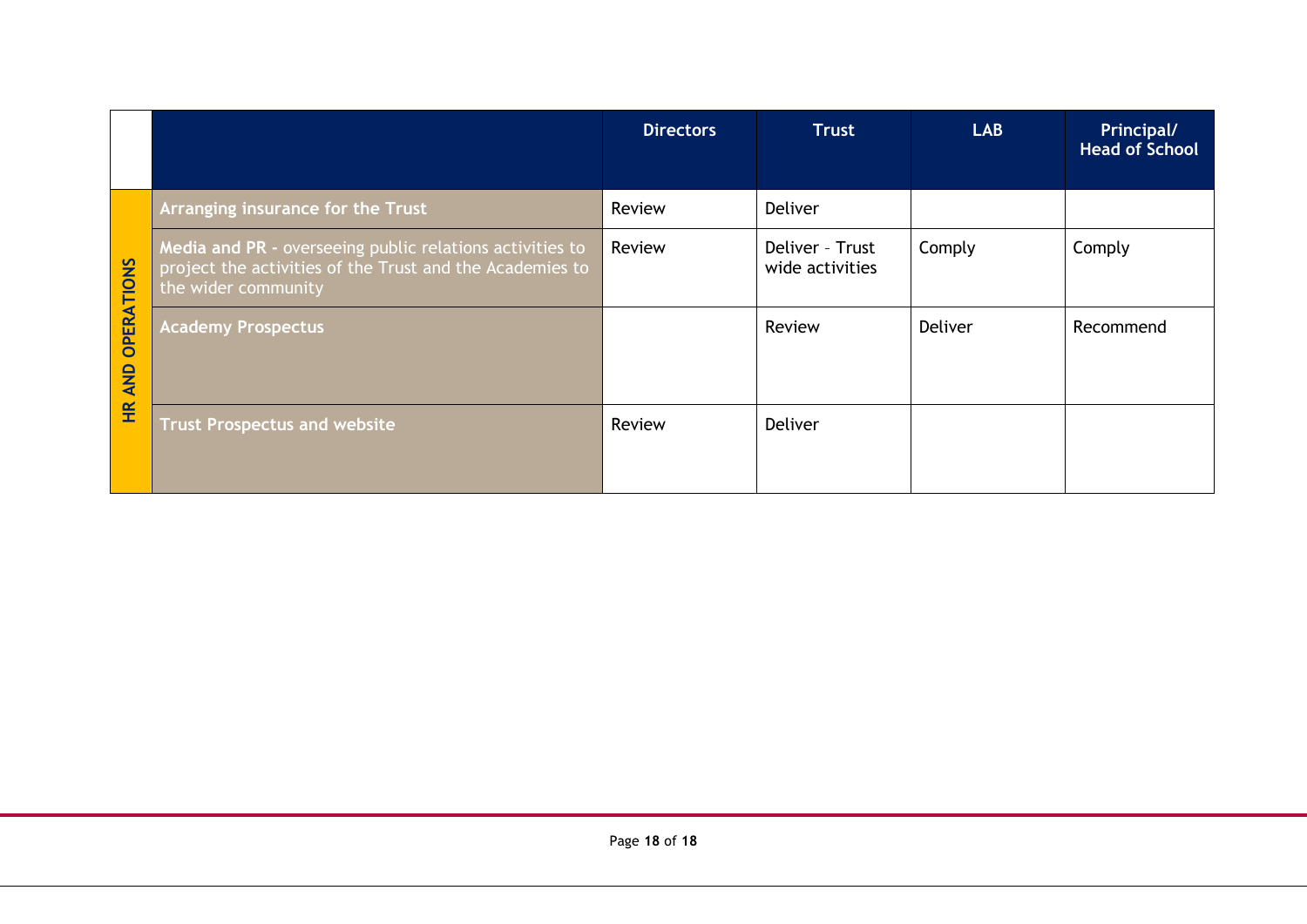| | | Directors | Trust | LAB | Principal/ Head of School |
|---|---|---|---|---|---|
| HR AND OPERATIONS | **Arranging insurance for the Trust** | Review | Deliver | | |
| | **Media and PR -** overseeing public relations activities to project the activities of the Trust and the Academies to the wider community | Review | Deliver – Trust wide activities | Comply | Comply |
| | **Academy Prospectus** | | Review | Deliver | Recommend |
| | **Trust Prospectus and website** | Review | Deliver | | |